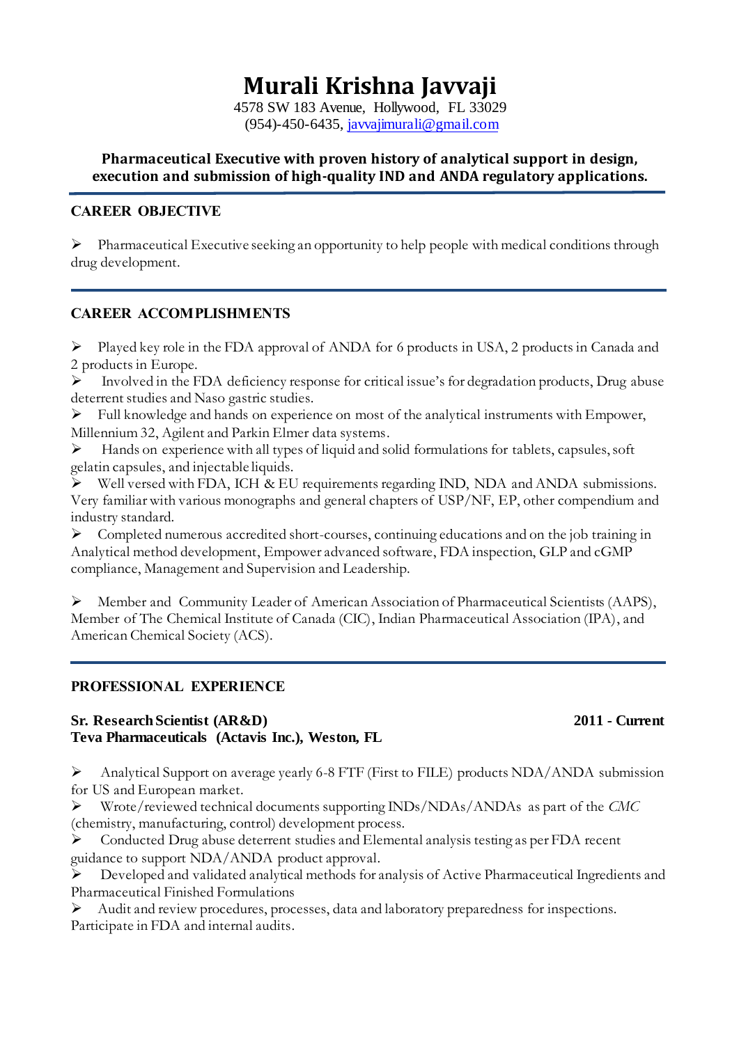# Murali Krishna Javvaji

4578 SW 183 Avenue, Hollywood, FL 33029
(954)-450-6435, [javvajimurali@gmail.com](mailto:javvajimurali@gmail.com)

**Pharmaceutical Executive with proven history of analytical support in design, execution and submission of high-quality IND and ANDA regulatory applications.**

## CAREER OBJECTIVE

- Pharmaceutical Executive seeking an opportunity to help people with medical conditions through drug development.

## CAREER ACCOMPLISHMENTS

- Played key role in the FDA approval of ANDA for 6 products in USA, 2 products in Canada and 2 products in Europe.
- Involved in the FDA deficiency response for critical issue's for degradation products, Drug abuse deterrent studies and Naso gastric studies.
- Full knowledge and hands on experience on most of the analytical instruments with Empower, Millennium 32, Agilent and Parkin Elmer data systems.
- Hands on experience with all types of liquid and solid formulations for tablets, capsules, soft gelatin capsules, and injectable liquids.
- Well versed with FDA, ICH & EU requirements regarding IND, NDA and ANDA submissions. Very familiar with various monographs and general chapters of USP/NF, EP, other compendium and industry standard.
- Completed numerous accredited short-courses, continuing educations and on the job training in Analytical method development, Empower advanced software, FDA inspection, GLP and cGMP compliance, Management and Supervision and Leadership.
- Member and Community Leader of American Association of Pharmaceutical Scientists (AAPS), Member of The Chemical Institute of Canada (CIC), Indian Pharmaceutical Association (IPA), and American Chemical Society (ACS).

## PROFESSIONAL EXPERIENCE

**Sr. Research Scientist (AR&D)** — **2011 - Current**
**Teva Pharmaceuticals (Actavis Inc.), Weston, FL**

- Analytical Support on average yearly 6-8 FTF (First to FILE) products NDA/ANDA submission for US and European market.
- Wrote/reviewed technical documents supporting INDs/NDAs/ANDAs as part of the *CMC* (chemistry, manufacturing, control) development process.
- Conducted Drug abuse deterrent studies and Elemental analysis testing as per FDA recent guidance to support NDA/ANDA product approval.
- Developed and validated analytical methods for analysis of Active Pharmaceutical Ingredients and Pharmaceutical Finished Formulations
- Audit and review procedures, processes, data and laboratory preparedness for inspections. Participate in FDA and internal audits.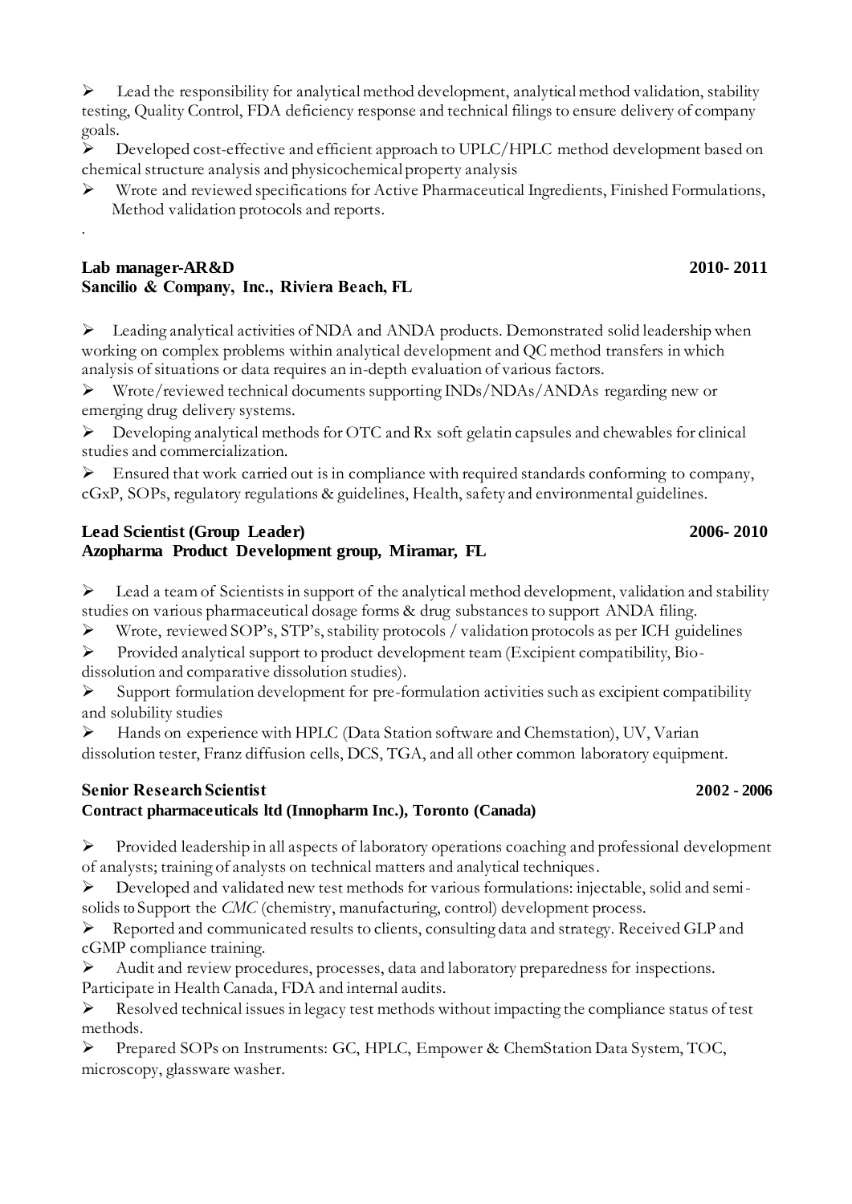- Lead the responsibility for analytical method development, analytical method validation, stability testing, Quality Control, FDA deficiency response and technical filings to ensure delivery of company goals.
- Developed cost-effective and efficient approach to UPLC/HPLC method development based on chemical structure analysis and physicochemical property analysis
- Wrote and reviewed specifications for Active Pharmaceutical Ingredients, Finished Formulations, Method validation protocols and reports.

.

**Lab manager-AR&D** **2010- 2011**
**Sancilio & Company, Inc., Riviera Beach, FL**

- Leading analytical activities of NDA and ANDA products. Demonstrated solid leadership when working on complex problems within analytical development and QC method transfers in which analysis of situations or data requires an in-depth evaluation of various factors.
- Wrote/reviewed technical documents supporting INDs/NDAs/ANDAs regarding new or emerging drug delivery systems.
- Developing analytical methods for OTC and Rx soft gelatin capsules and chewables for clinical studies and commercialization.
- Ensured that work carried out is in compliance with required standards conforming to company, cGxP, SOPs, regulatory regulations & guidelines, Health, safety and environmental guidelines.

**Lead Scientist (Group Leader)** **2006- 2010**
**Azopharma Product Development group, Miramar, FL**

- Lead a team of Scientists in support of the analytical method development, validation and stability studies on various pharmaceutical dosage forms & drug substances to support ANDA filing.
- Wrote, reviewed SOP's, STP's, stability protocols / validation protocols as per ICH guidelines
- Provided analytical support to product development team (Excipient compatibility, Bio-dissolution and comparative dissolution studies).
- Support formulation development for pre-formulation activities such as excipient compatibility and solubility studies
- Hands on experience with HPLC (Data Station software and Chemstation), UV, Varian dissolution tester, Franz diffusion cells, DCS, TGA, and all other common laboratory equipment.

**Senior Research Scientist** **2002 - 2006**
**Contract pharmaceuticals ltd (Innopharm Inc.), Toronto (Canada)**

- Provided leadership in all aspects of laboratory operations coaching and professional development of analysts; training of analysts on technical matters and analytical techniques.
- Developed and validated new test methods for various formulations: injectable, solid and semi-solids to Support the *CMC* (chemistry, manufacturing, control) development process.
- Reported and communicated results to clients, consulting data and strategy. Received GLP and cGMP compliance training.
- Audit and review procedures, processes, data and laboratory preparedness for inspections. Participate in Health Canada, FDA and internal audits.
- Resolved technical issues in legacy test methods without impacting the compliance status of test methods.
- Prepared SOPs on Instruments: GC, HPLC, Empower & ChemStation Data System, TOC, microscopy, glassware washer.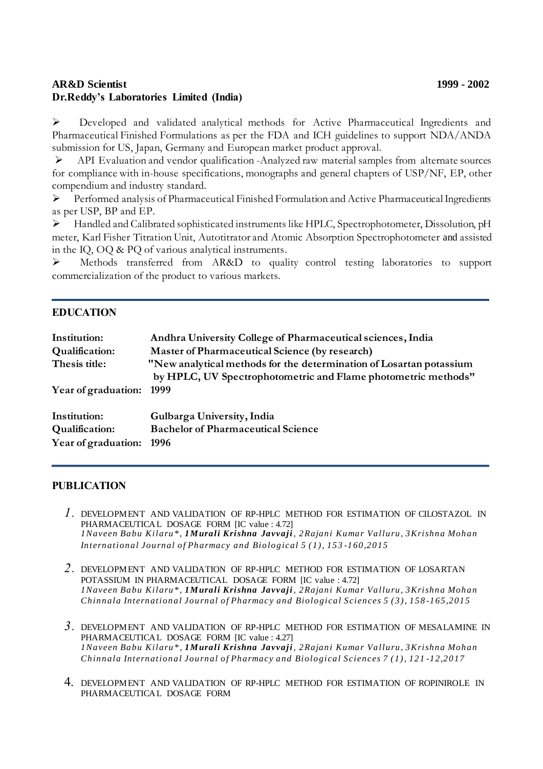**AR&D Scientist** **1999 - 2002**
**Dr.Reddy's Laboratories Limited (India)**

- Developed and validated analytical methods for Active Pharmaceutical Ingredients and Pharmaceutical Finished Formulations as per the FDA and ICH guidelines to support NDA/ANDA submission for US, Japan, Germany and European market product approval.
- API Evaluation and vendor qualification -Analyzed raw material samples from alternate sources for compliance with in-house specifications, monographs and general chapters of USP/NF, EP, other compendium and industry standard.
- Performed analysis of Pharmaceutical Finished Formulation and Active Pharmaceutical Ingredients as per USP, BP and EP.
- Handled and Calibrated sophisticated instruments like HPLC, Spectrophotometer, Dissolution, pH meter, Karl Fisher Titration Unit, Autotitrator and Atomic Absorption Spectrophotometer and assisted in the IQ, OQ & PQ of various analytical instruments.
- Methods transferred from AR&D to quality control testing laboratories to support commercialization of the product to various markets.

## EDUCATION

**Institution:** **Andhra University College of Pharmaceutical sciences, India**
**Qualification:** **Master of Pharmaceutical Science (by research)**
**Thesis title:** **"New analytical methods for the determination of Losartan potassium by HPLC, UV Spectrophotometric and Flame photometric methods"**
**Year of graduation:** **1999**

**Institution:** **Gulbarga University, India**
**Qualification:** **Bachelor of Pharmaceutical Science**
**Year of graduation:** **1996**

## PUBLICATION

1. DEVELOPMENT AND VALIDATION OF RP-HPLC METHOD FOR ESTIMATION OF CILOSTAZOL IN PHARMACEUTICAL DOSAGE FORM [IC value : 4.72]
   *1Naveen Babu Kilaru\*, **1Murali Krishna Javvaji**, 2Rajani Kumar Valluru, 3Krishna Mohan International Journal of Pharmacy and Biological 5 (1), 153-160,2015*

2. DEVELOPMENT AND VALIDATION OF RP-HPLC METHOD FOR ESTIMATION OF LOSARTAN POTASSIUM IN PHARMACEUTICAL DOSAGE FORM [IC value : 4.72]
   *1Naveen Babu Kilaru\*, **1Murali Krishna Javvaji**, 2Rajani Kumar Valluru, 3Krishna Mohan Chinnala International Journal of Pharmacy and Biological Sciences 5 (3), 158-165,2015*

3. DEVELOPMENT AND VALIDATION OF RP-HPLC METHOD FOR ESTIMATION OF MESALAMINE IN PHARMACEUTICAL DOSAGE FORM [IC value : 4.27]
   *1Naveen Babu Kilaru\*, **1Murali Krishna Javvaji**, 2Rajani Kumar Valluru, 3Krishna Mohan Chinnala International Journal of Pharmacy and Biological Sciences 7 (1), 121-12,2017*

4. DEVELOPMENT AND VALIDATION OF RP-HPLC METHOD FOR ESTIMATION OF ROPINIROLE IN PHARMACEUTICAL DOSAGE FORM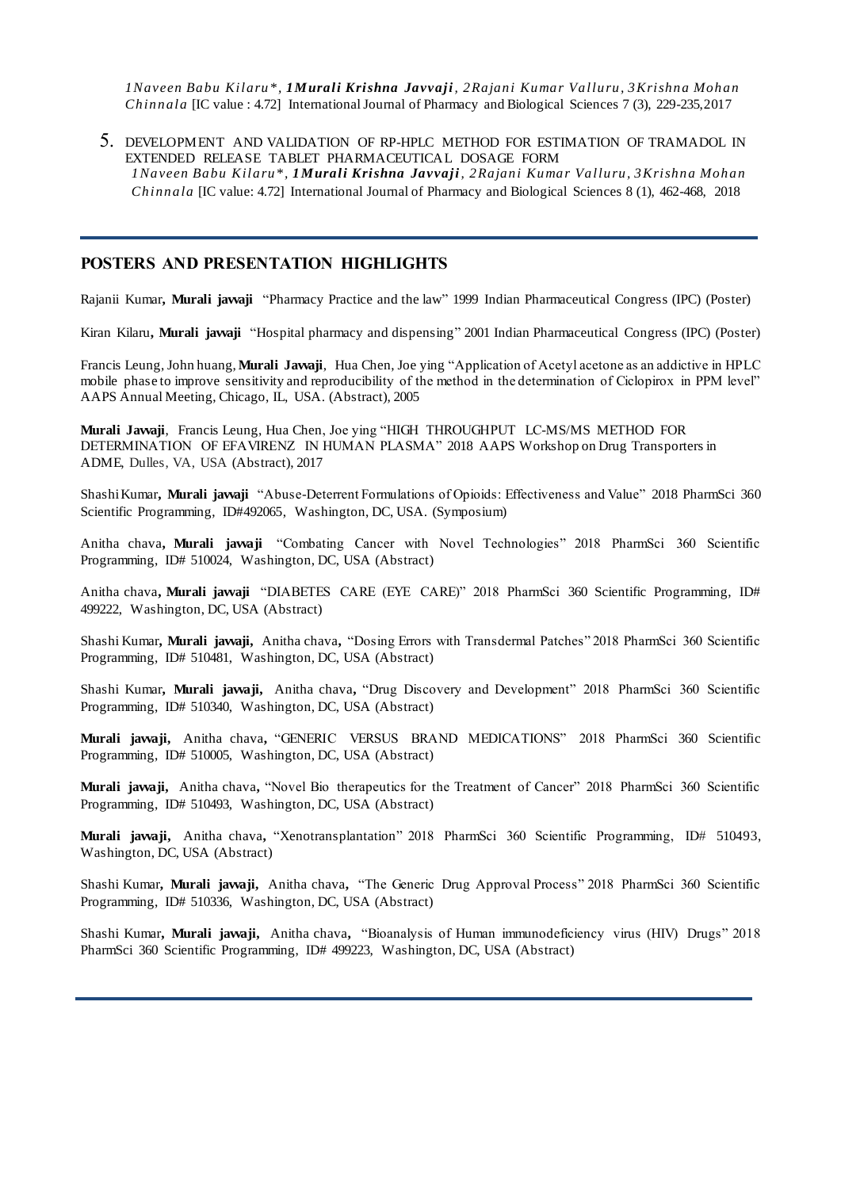*1Naveen Babu Kilaru\*, **1Murali Krishna Javvaji**, 2Rajani Kumar Valluru, 3Krishna Mohan Chinnala* [IC value : 4.72] International Journal of Pharmacy and Biological Sciences 7 (3), 229-235, 2017

5. DEVELOPMENT AND VALIDATION OF RP-HPLC METHOD FOR ESTIMATION OF TRAMADOL IN EXTENDED RELEASE TABLET PHARMACEUTICAL DOSAGE FORM
   *1Naveen Babu Kilaru\*, **1Murali Krishna Javvaji**, 2Rajani Kumar Valluru, 3Krishna Mohan Chinnala* [IC value: 4.72] International Journal of Pharmacy and Biological Sciences 8 (1), 462-468, 2018

---

## POSTERS AND PRESENTATION HIGHLIGHTS

Rajanii Kumar**, Murali javvaji** "Pharmacy Practice and the law" 1999 Indian Pharmaceutical Congress (IPC) (Poster)

Kiran Kilaru**, Murali javvaji** "Hospital pharmacy and dispensing" 2001 Indian Pharmaceutical Congress (IPC) (Poster)

Francis Leung, John huang, **Murali Javvaji**, Hua Chen, Joe ying "Application of Acetyl acetone as an addictive in HPLC mobile phase to improve sensitivity and reproducibility of the method in the determination of Ciclopirox in PPM level" AAPS Annual Meeting, Chicago, IL, USA. (Abstract), 2005

**Murali Javvaji**, Francis Leung, Hua Chen, Joe ying "HIGH THROUGHPUT LC-MS/MS METHOD FOR DETERMINATION OF EFAVIRENZ IN HUMAN PLASMA" 2018 AAPS Workshop on Drug Transporters in ADME, Dulles, VA, USA (Abstract), 2017

Shashi Kumar**, Murali javvaji** "Abuse-Deterrent Formulations of Opioids: Effectiveness and Value" 2018 PharmSci 360 Scientific Programming, ID#492065, Washington, DC, USA. (Symposium)

Anitha chava**, Murali javvaji** "Combating Cancer with Novel Technologies" 2018 PharmSci 360 Scientific Programming, ID# 510024, Washington, DC, USA (Abstract)

Anitha chava**, Murali javvaji** "DIABETES CARE (EYE CARE)" 2018 PharmSci 360 Scientific Programming, ID# 499222, Washington, DC, USA (Abstract)

Shashi Kumar**, Murali javvaji,** Anitha chava**,** "Dosing Errors with Transdermal Patches" 2018 PharmSci 360 Scientific Programming, ID# 510481, Washington, DC, USA (Abstract)

Shashi Kumar**, Murali javvaji,** Anitha chava**,** "Drug Discovery and Development" 2018 PharmSci 360 Scientific Programming, ID# 510340, Washington, DC, USA (Abstract)

**Murali javvaji,** Anitha chava**,** "GENERIC VERSUS BRAND MEDICATIONS" 2018 PharmSci 360 Scientific Programming, ID# 510005, Washington, DC, USA (Abstract)

**Murali javvaji,** Anitha chava**,** "Novel Bio therapeutics for the Treatment of Cancer" 2018 PharmSci 360 Scientific Programming, ID# 510493, Washington, DC, USA (Abstract)

**Murali javvaji,** Anitha chava**,** "Xenotransplantation" 2018 PharmSci 360 Scientific Programming, ID# 510493, Washington, DC, USA (Abstract)

Shashi Kumar**, Murali javvaji,** Anitha chava**,** "The Generic Drug Approval Process" 2018 PharmSci 360 Scientific Programming, ID# 510336, Washington, DC, USA (Abstract)

Shashi Kumar**, Murali javvaji,** Anitha chava**,** "Bioanalysis of Human immunodeficiency virus (HIV) Drugs" 2018 PharmSci 360 Scientific Programming, ID# 499223, Washington, DC, USA (Abstract)

---